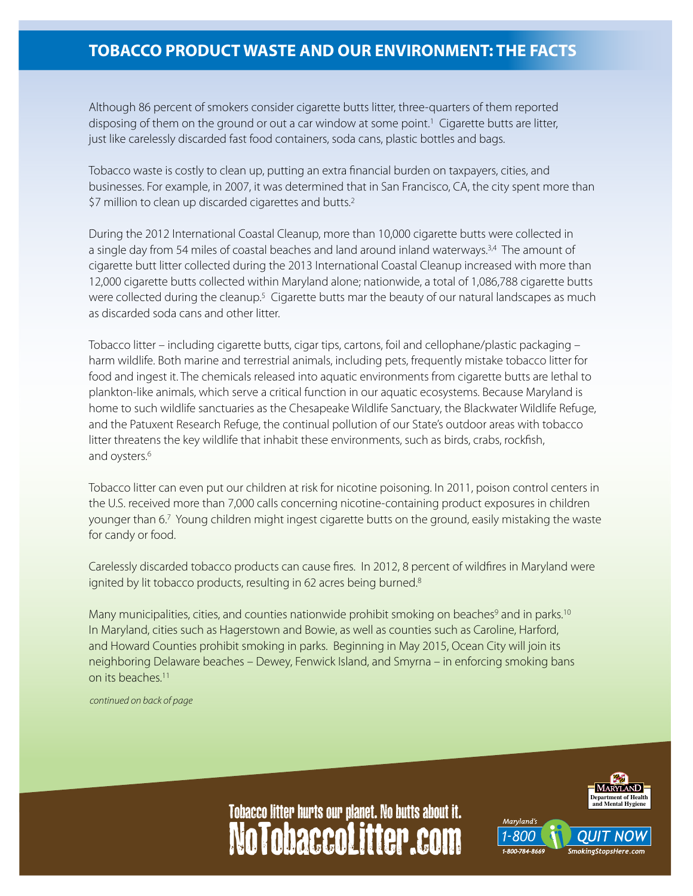# TOBACCO PRODUCT WASTE AND OUR ENVIRONMENT: THE FACTS

Although 86 percent of smokers consider cigarette butts litter, three-quarters of them reported disposing of them on the ground or out a car window at some point.[1] Cigarette butts are litter, just like carelessly discarded fast food containers, soda cans, plastic bottles and bags.

Tobacco waste is costly to clean up, putting an extra financial burden on taxpayers, cities, and businesses. For example, in 2007, it was determined that in San Francisco, CA, the city spent more than $7 million to clean up discarded cigarettes and butts.[2]

During the 2012 International Coastal Cleanup, more than 10,000 cigarette butts were collected in a single day from 54 miles of coastal beaches and land around inland waterways.[3,4] The amount of cigarette butt litter collected during the 2013 International Coastal Cleanup increased with more than 12,000 cigarette butts collected within Maryland alone; nationwide, a total of 1,086,788 cigarette butts were collected during the cleanup.[5] Cigarette butts mar the beauty of our natural landscapes as much as discarded soda cans and other litter.

Tobacco litter – including cigarette butts, cigar tips, cartons, foil and cellophane/plastic packaging – harm wildlife. Both marine and terrestrial animals, including pets, frequently mistake tobacco litter for food and ingest it. The chemicals released into aquatic environments from cigarette butts are lethal to plankton-like animals, which serve a critical function in our aquatic ecosystems. Because Maryland is home to such wildlife sanctuaries as the Chesapeake Wildlife Sanctuary, the Blackwater Wildlife Refuge, and the Patuxent Research Refuge, the continual pollution of our State's outdoor areas with tobacco litter threatens the key wildlife that inhabit these environments, such as birds, crabs, rockfish, and oysters.[6]

Tobacco litter can even put our children at risk for nicotine poisoning. In 2011, poison control centers in the U.S. received more than 7,000 calls concerning nicotine-containing product exposures in children younger than 6.[7] Young children might ingest cigarette butts on the ground, easily mistaking the waste for candy or food.

Carelessly discarded tobacco products can cause fires. In 2012, 8 percent of wildfires in Maryland were ignited by lit tobacco products, resulting in 62 acres being burned.[8]

Many municipalities, cities, and counties nationwide prohibit smoking on beaches[9] and in parks.[10] In Maryland, cities such as Hagerstown and Bowie, as well as counties such as Caroline, Harford, and Howard Counties prohibit smoking in parks. Beginning in May 2015, Ocean City will join its neighboring Delaware beaches – Dewey, Fenwick Island, and Smyrna – in enforcing smoking bans on its beaches.[11]

*continued on back of page*

Tobacco litter hurts our planet. No butts about it.

NoTobaccoLitter.com

MARYLAND Department of Health and Mental Hygiene

Maryland's 1-800 QUIT NOW 1-800-784-8669 SmokingStopsHere.com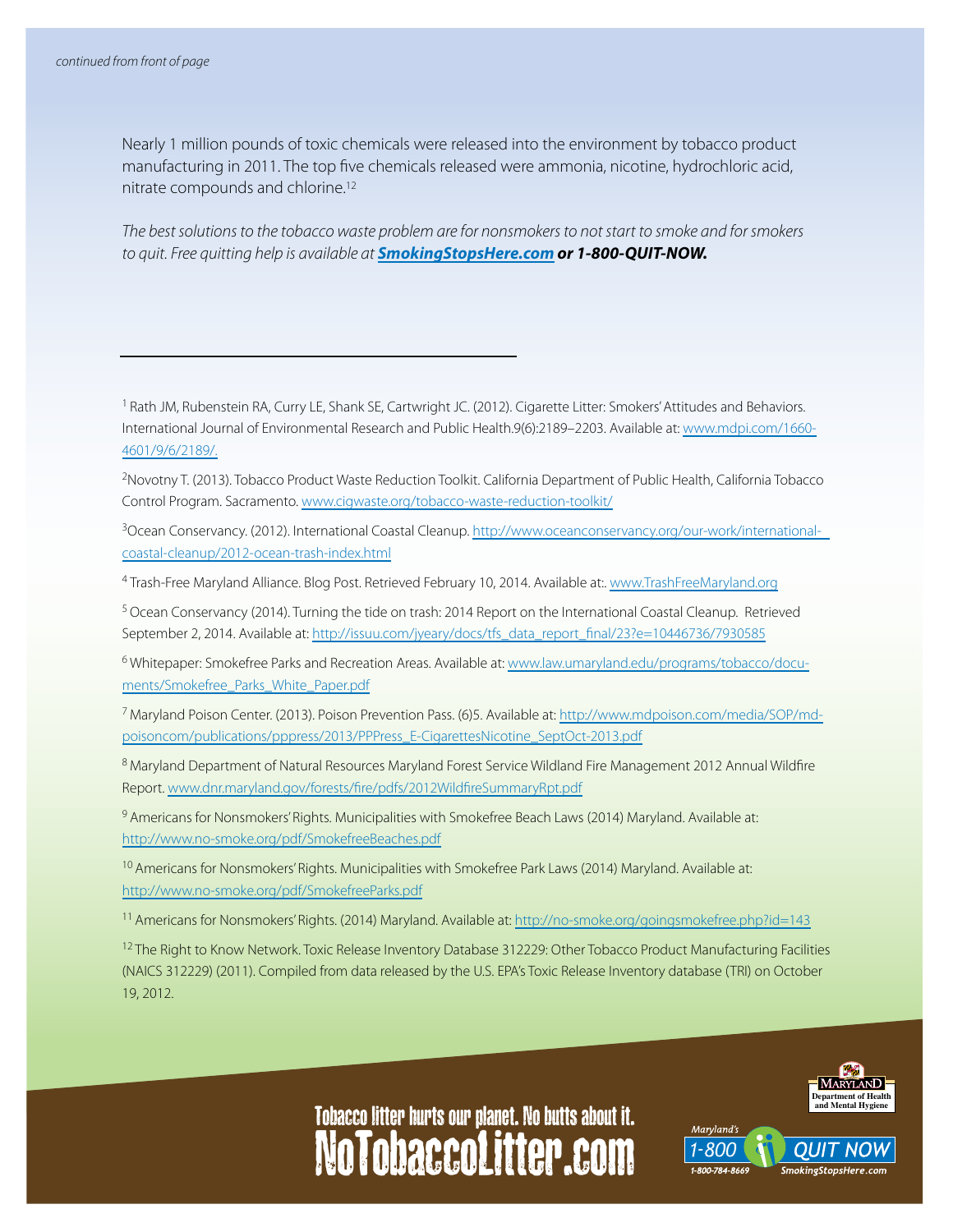*continued from front of page*

Nearly 1 million pounds of toxic chemicals were released into the environment by tobacco product manufacturing in 2011. The top five chemicals released were ammonia, nicotine, hydrochloric acid, nitrate compounds and chlorine.[12]

*The best solutions to the tobacco waste problem are for nonsmokers to not start to smoke and for smokers to quit. Free quitting help is available at* ***SmokingStopsHere.com*** ***or 1-800-QUIT-NOW.***

---

[1] Rath JM, Rubenstein RA, Curry LE, Shank SE, Cartwright JC. (2012). Cigarette Litter: Smokers' Attitudes and Behaviors. International Journal of Environmental Research and Public Health.9(6):2189–2203. Available at: www.mdpi.com/1660-4601/9/6/2189/.

[2] Novotny T. (2013). Tobacco Product Waste Reduction Toolkit. California Department of Public Health, California Tobacco Control Program. Sacramento. www.cigwaste.org/tobacco-waste-reduction-toolkit/

[3] Ocean Conservancy. (2012). International Coastal Cleanup. http://www.oceanconservancy.org/our-work/international-coastal-cleanup/2012-ocean-trash-index.html

[4] Trash-Free Maryland Alliance. Blog Post. Retrieved February 10, 2014. Available at:. www.TrashFreeMaryland.org

[5] Ocean Conservancy (2014). Turning the tide on trash: 2014 Report on the International Coastal Cleanup. Retrieved September 2, 2014. Available at: http://issuu.com/jyeary/docs/tfs_data_report_final/23?e=10446736/7930585

[6] Whitepaper: Smokefree Parks and Recreation Areas. Available at: www.law.umaryland.edu/programs/tobacco/documents/Smokefree_Parks_White_Paper.pdf

[7] Maryland Poison Center. (2013). Poison Prevention Pass. (6)5. Available at: http://www.mdpoison.com/media/SOP/mdpoisoncom/publications/pppress/2013/PPPress_E-CigarettesNicotine_SeptOct-2013.pdf

[8] Maryland Department of Natural Resources Maryland Forest Service Wildland Fire Management 2012 Annual Wildfire Report. www.dnr.maryland.gov/forests/fire/pdfs/2012WildfireSummaryRpt.pdf

[9] Americans for Nonsmokers' Rights. Municipalities with Smokefree Beach Laws (2014) Maryland. Available at: http://www.no-smoke.org/pdf/SmokefreeBeaches.pdf

[10] Americans for Nonsmokers' Rights. Municipalities with Smokefree Park Laws (2014) Maryland. Available at: http://www.no-smoke.org/pdf/SmokefreeParks.pdf

[11] Americans for Nonsmokers' Rights. (2014) Maryland. Available at: http://no-smoke.org/goingsmokefree.php?id=143

[12] The Right to Know Network. Toxic Release Inventory Database 312229: Other Tobacco Product Manufacturing Facilities (NAICS 312229) (2011). Compiled from data released by the U.S. EPA's Toxic Release Inventory database (TRI) on October 19, 2012.

Tobacco litter hurts our planet. No butts about it.
NoTobaccoLitter.com

Maryland Department of Health and Mental Hygiene

Maryland's 1-800 QUIT NOW
1-800-784-8669 SmokingStopsHere.com